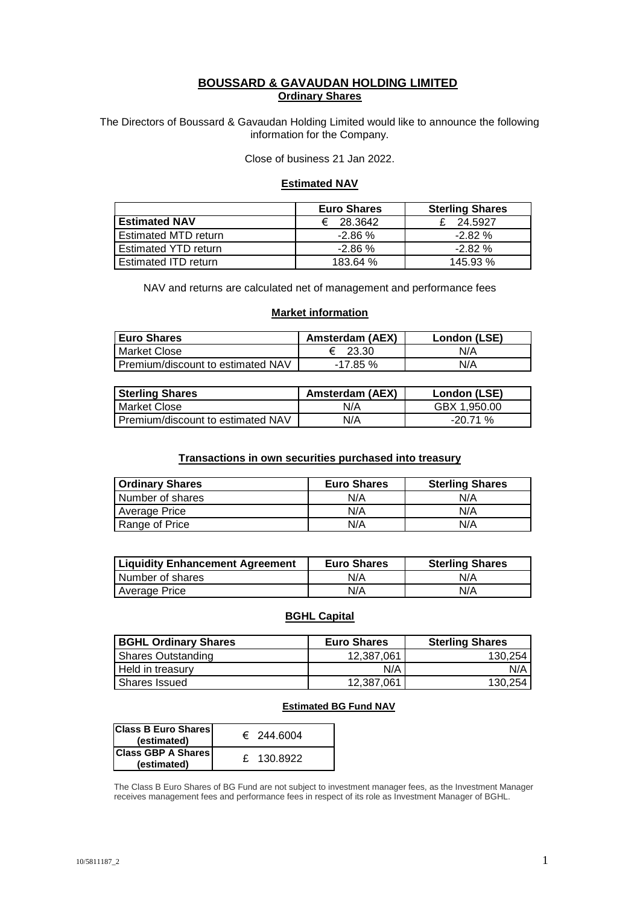# BOUSSARD & GAVAUDAN HOLDING LIMITED

## Ordinary Shares

The Directors of Boussard & Gavaudan Holding Limited would like to announce the following information for the Company.

Close of business 21 Jan 2022.

### Estimated NAV

| | Euro Shares | Sterling Shares |
|---|---|---|
| **Estimated NAV** | € 28.3642 | £ 24.5927 |
| Estimated MTD return | -2.86 % | -2.82 % |
| Estimated YTD return | -2.86 % | -2.82 % |
| Estimated ITD return | 183.64 % | 145.93 % |

NAV and returns are calculated net of management and performance fees

### Market information

| Euro Shares | Amsterdam (AEX) | London (LSE) |
|---|---|---|
| Market Close | € 23.30 | N/A |
| Premium/discount to estimated NAV | -17.85 % | N/A |

| Sterling Shares | Amsterdam (AEX) | London (LSE) |
|---|---|---|
| Market Close | N/A | GBX 1,950.00 |
| Premium/discount to estimated NAV | N/A | -20.71 % |

### Transactions in own securities purchased into treasury

| Ordinary Shares | Euro Shares | Sterling Shares |
|---|---|---|
| Number of shares | N/A | N/A |
| Average Price | N/A | N/A |
| Range of Price | N/A | N/A |

| Liquidity Enhancement Agreement | Euro Shares | Sterling Shares |
|---|---|---|
| Number of shares | N/A | N/A |
| Average Price | N/A | N/A |

### BGHL Capital

| BGHL Ordinary Shares | Euro Shares | Sterling Shares |
|---|---|---|
| Shares Outstanding | 12,387,061 | 130,254 |
| Held in treasury | N/A | N/A |
| Shares Issued | 12,387,061 | 130,254 |

#### Estimated BG Fund NAV

| | |
|---|---|
| **Class B Euro Shares (estimated)** | € 244.6004 |
| **Class GBP A Shares (estimated)** | £ 130.8922 |

The Class B Euro Shares of BG Fund are not subject to investment manager fees, as the Investment Manager receives management fees and performance fees in respect of its role as Investment Manager of BGHL.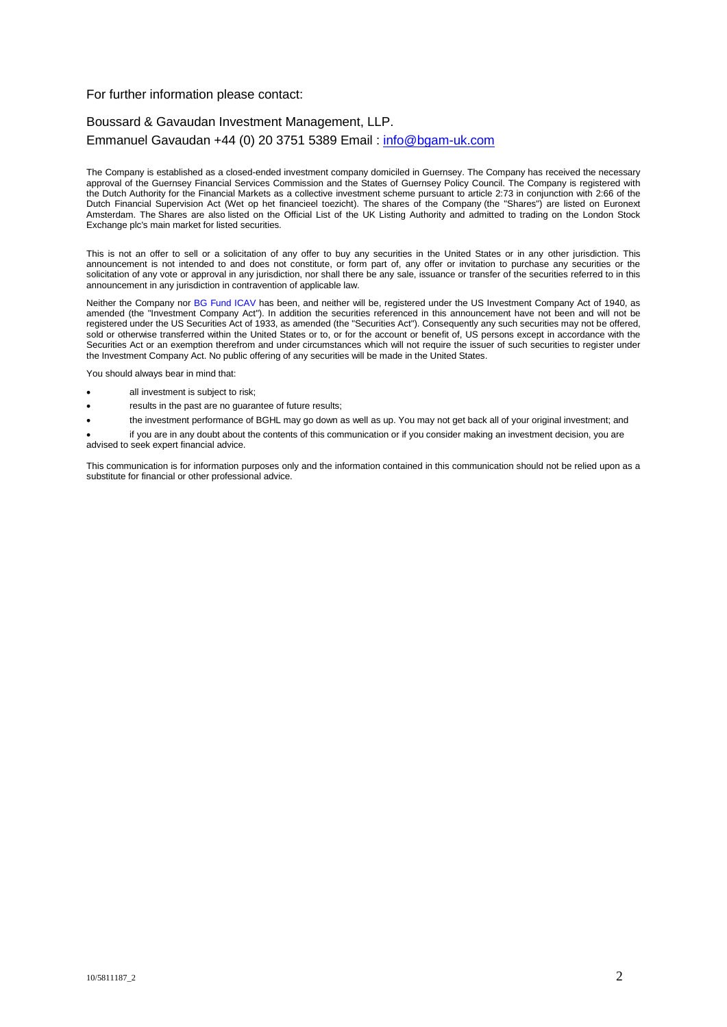For further information please contact:

Boussard & Gavaudan Investment Management, LLP.
Emmanuel Gavaudan +44 (0) 20 3751 5389 Email : info@bgam-uk.com

The Company is established as a closed-ended investment company domiciled in Guernsey. The Company has received the necessary approval of the Guernsey Financial Services Commission and the States of Guernsey Policy Council. The Company is registered with the Dutch Authority for the Financial Markets as a collective investment scheme pursuant to article 2:73 in conjunction with 2:66 of the Dutch Financial Supervision Act (Wet op het financieel toezicht). The shares of the Company (the "Shares") are listed on Euronext Amsterdam. The Shares are also listed on the Official List of the UK Listing Authority and admitted to trading on the London Stock Exchange plc's main market for listed securities.

This is not an offer to sell or a solicitation of any offer to buy any securities in the United States or in any other jurisdiction. This announcement is not intended to and does not constitute, or form part of, any offer or invitation to purchase any securities or the solicitation of any vote or approval in any jurisdiction, nor shall there be any sale, issuance or transfer of the securities referred to in this announcement in any jurisdiction in contravention of applicable law.

Neither the Company nor BG Fund ICAV has been, and neither will be, registered under the US Investment Company Act of 1940, as amended (the "Investment Company Act"). In addition the securities referenced in this announcement have not been and will not be registered under the US Securities Act of 1933, as amended (the "Securities Act"). Consequently any such securities may not be offered, sold or otherwise transferred within the United States or to, or for the account or benefit of, US persons except in accordance with the Securities Act or an exemption therefrom and under circumstances which will not require the issuer of such securities to register under the Investment Company Act. No public offering of any securities will be made in the United States.

You should always bear in mind that:

- all investment is subject to risk;
- results in the past are no guarantee of future results;
- the investment performance of BGHL may go down as well as up. You may not get back all of your original investment; and
- if you are in any doubt about the contents of this communication or if you consider making an investment decision, you are advised to seek expert financial advice.

This communication is for information purposes only and the information contained in this communication should not be relied upon as a substitute for financial or other professional advice.

10/5811187_2